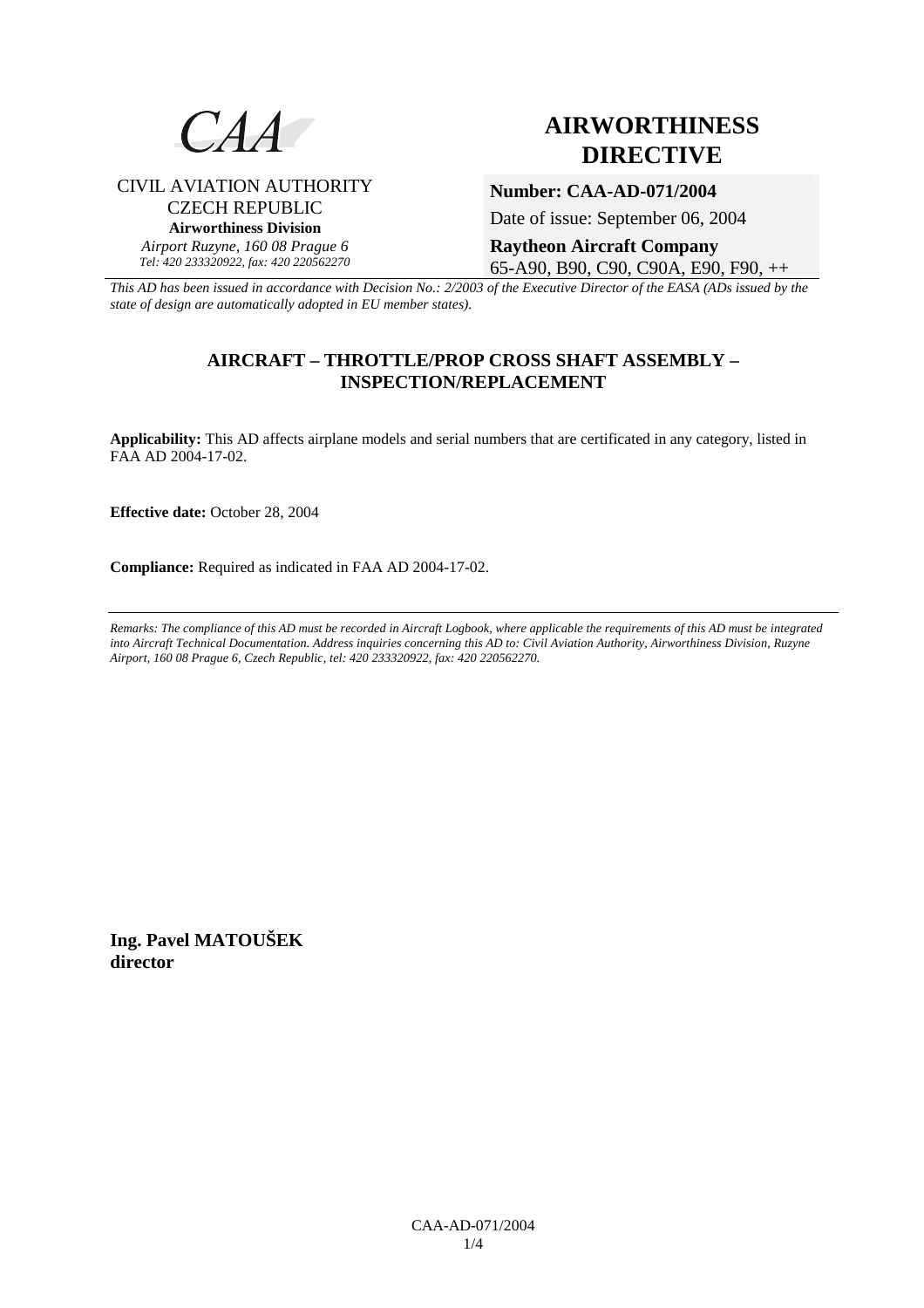CAA

CIVIL AVIATION AUTHORITY
CZECH REPUBLIC
**Airworthiness Division**
*Airport Ruzyne, 160 08 Prague 6*
*Tel: 420 233320922, fax: 420 220562270*

# AIRWORTHINESS DIRECTIVE

**Number: CAA-AD-071/2004**

Date of issue: September 06, 2004

**Raytheon Aircraft Company**
65-A90, B90, C90, C90A, E90, F90, ++

*This AD has been issued in accordance with Decision No.: 2/2003 of the Executive Director of the EASA (ADs issued by the state of design are automatically adopted in EU member states).*

## AIRCRAFT – THROTTLE/PROP CROSS SHAFT ASSEMBLY – INSPECTION/REPLACEMENT

**Applicability:** This AD affects airplane models and serial numbers that are certificated in any category, listed in FAA AD 2004-17-02.

**Effective date:** October 28, 2004

**Compliance:** Required as indicated in FAA AD 2004-17-02.

---

*Remarks: The compliance of this AD must be recorded in Aircraft Logbook, where applicable the requirements of this AD must be integrated into Aircraft Technical Documentation. Address inquiries concerning this AD to: Civil Aviation Authority, Airworthiness Division, Ruzyne Airport, 160 08 Prague 6, Czech Republic, tel: 420 233320922, fax: 420 220562270.*

**Ing. Pavel MATOUŠEK**
**director**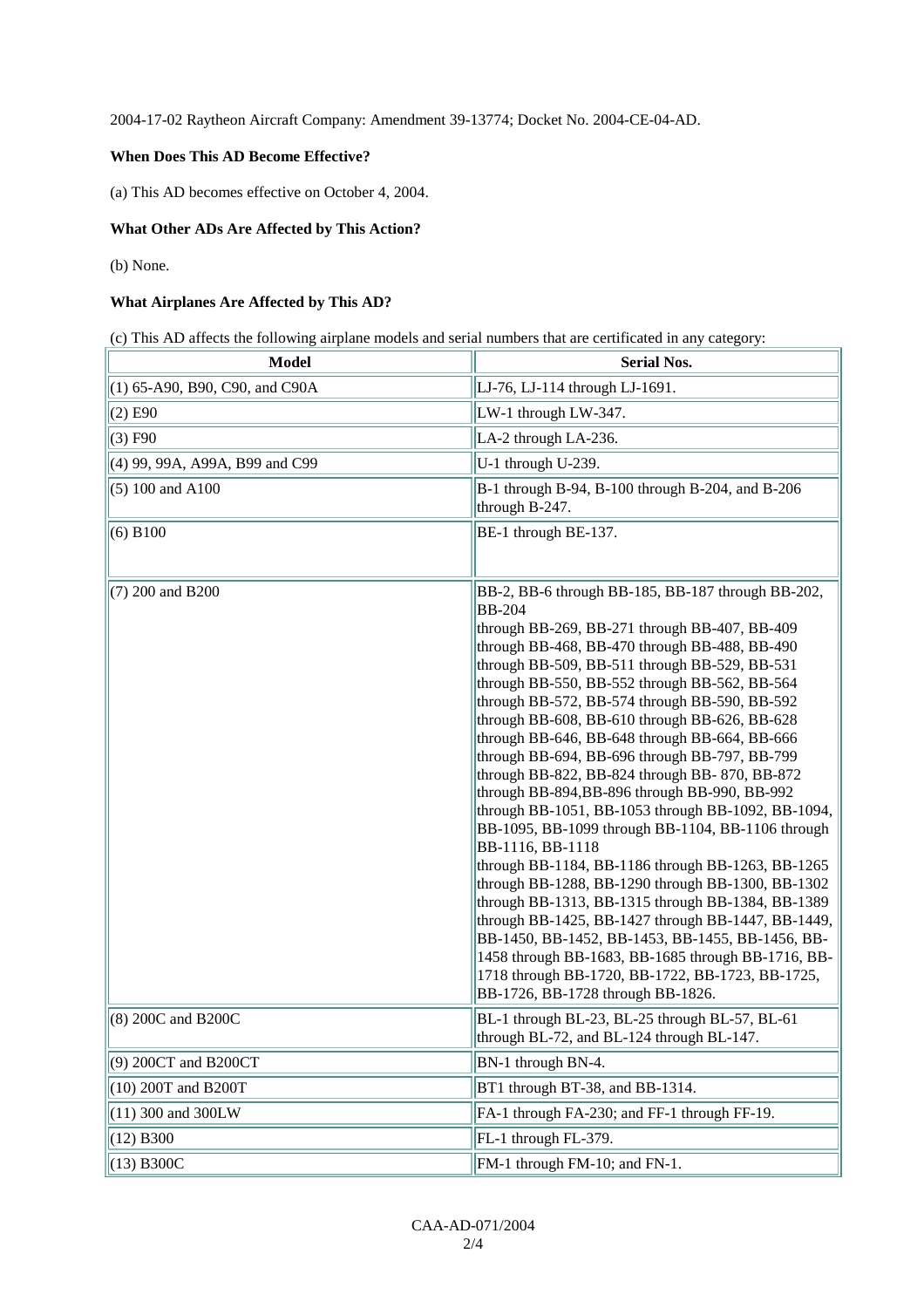2004-17-02 Raytheon Aircraft Company: Amendment 39-13774; Docket No. 2004-CE-04-AD.

**When Does This AD Become Effective?**

(a) This AD becomes effective on October 4, 2004.

**What Other ADs Are Affected by This Action?**

(b) None.

**What Airplanes Are Affected by This AD?**

(c) This AD affects the following airplane models and serial numbers that are certificated in any category:

| Model | Serial Nos. |
|---|---|
| (1) 65-A90, B90, C90, and C90A | LJ-76, LJ-114 through LJ-1691. |
| (2) E90 | LW-1 through LW-347. |
| (3) F90 | LA-2 through LA-236. |
| (4) 99, 99A, A99A, B99 and C99 | U-1 through U-239. |
| (5) 100 and A100 | B-1 through B-94, B-100 through B-204, and B-206 through B-247. |
| (6) B100 | BE-1 through BE-137. |
| (7) 200 and B200 | BB-2, BB-6 through BB-185, BB-187 through BB-202, BB-204 through BB-269, BB-271 through BB-407, BB-409 through BB-468, BB-470 through BB-488, BB-490 through BB-509, BB-511 through BB-529, BB-531 through BB-550, BB-552 through BB-562, BB-564 through BB-572, BB-574 through BB-590, BB-592 through BB-608, BB-610 through BB-626, BB-628 through BB-646, BB-648 through BB-664, BB-666 through BB-694, BB-696 through BB-797, BB-799 through BB-822, BB-824 through BB- 870, BB-872 through BB-894,BB-896 through BB-990, BB-992 through BB-1051, BB-1053 through BB-1092, BB-1094, BB-1095, BB-1099 through BB-1104, BB-1106 through BB-1116, BB-1118 through BB-1184, BB-1186 through BB-1263, BB-1265 through BB-1288, BB-1290 through BB-1300, BB-1302 through BB-1313, BB-1315 through BB-1384, BB-1389 through BB-1425, BB-1427 through BB-1447, BB-1449, BB-1450, BB-1452, BB-1453, BB-1455, BB-1456, BB-1458 through BB-1683, BB-1685 through BB-1716, BB-1718 through BB-1720, BB-1722, BB-1723, BB-1725, BB-1726, BB-1728 through BB-1826. |
| (8) 200C and B200C | BL-1 through BL-23, BL-25 through BL-57, BL-61 through BL-72, and BL-124 through BL-147. |
| (9) 200CT and B200CT | BN-1 through BN-4. |
| (10) 200T and B200T | BT1 through BT-38, and BB-1314. |
| (11) 300 and 300LW | FA-1 through FA-230; and FF-1 through FF-19. |
| (12) B300 | FL-1 through FL-379. |
| (13) B300C | FM-1 through FM-10; and FN-1. |

CAA-AD-071/2004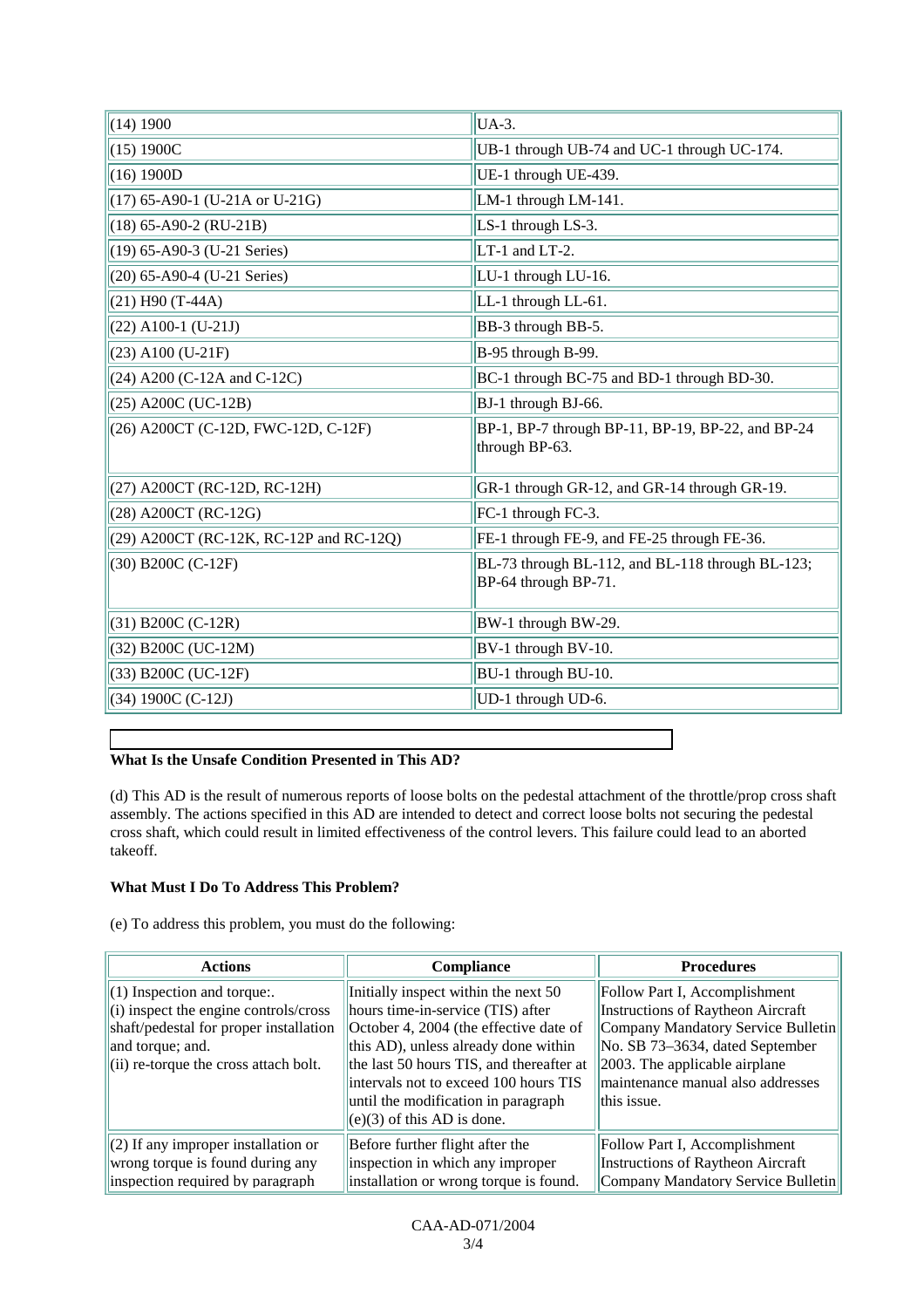| | |
|---|---|
| (14) 1900 | UA-3. |
| (15) 1900C | UB-1 through UB-74 and UC-1 through UC-174. |
| (16) 1900D | UE-1 through UE-439. |
| (17) 65-A90-1 (U-21A or U-21G) | LM-1 through LM-141. |
| (18) 65-A90-2 (RU-21B) | LS-1 through LS-3. |
| (19) 65-A90-3 (U-21 Series) | LT-1 and LT-2. |
| (20) 65-A90-4 (U-21 Series) | LU-1 through LU-16. |
| (21) H90 (T-44A) | LL-1 through LL-61. |
| (22) A100-1 (U-21J) | BB-3 through BB-5. |
| (23) A100 (U-21F) | B-95 through B-99. |
| (24) A200 (C-12A and C-12C) | BC-1 through BC-75 and BD-1 through BD-30. |
| (25) A200C (UC-12B) | BJ-1 through BJ-66. |
| (26) A200CT (C-12D, FWC-12D, C-12F) | BP-1, BP-7 through BP-11, BP-19, BP-22, and BP-24 through BP-63. |
| (27) A200CT (RC-12D, RC-12H) | GR-1 through GR-12, and GR-14 through GR-19. |
| (28) A200CT (RC-12G) | FC-1 through FC-3. |
| (29) A200CT (RC-12K, RC-12P and RC-12Q) | FE-1 through FE-9, and FE-25 through FE-36. |
| (30) B200C (C-12F) | BL-73 through BL-112, and BL-118 through BL-123; BP-64 through BP-71. |
| (31) B200C (C-12R) | BW-1 through BW-29. |
| (32) B200C (UC-12M) | BV-1 through BV-10. |
| (33) B200C (UC-12F) | BU-1 through BU-10. |
| (34) 1900C (C-12J) | UD-1 through UD-6. |

**What Is the Unsafe Condition Presented in This AD?**

(d) This AD is the result of numerous reports of loose bolts on the pedestal attachment of the throttle/prop cross shaft assembly. The actions specified in this AD are intended to detect and correct loose bolts not securing the pedestal cross shaft, which could result in limited effectiveness of the control levers. This failure could lead to an aborted takeoff.

**What Must I Do To Address This Problem?**

(e) To address this problem, you must do the following:

| Actions | Compliance | Procedures |
|---|---|---|
| (1) Inspection and torque:. (i) inspect the engine controls/cross shaft/pedestal for proper installation and torque; and. (ii) re-torque the cross attach bolt. | Initially inspect within the next 50 hours time-in-service (TIS) after October 4, 2004 (the effective date of this AD), unless already done within the last 50 hours TIS, and thereafter at intervals not to exceed 100 hours TIS until the modification in paragraph (e)(3) of this AD is done. | Follow Part I, Accomplishment Instructions of Raytheon Aircraft Company Mandatory Service Bulletin No. SB 73–3634, dated September 2003. The applicable airplane maintenance manual also addresses this issue. |
| (2) If any improper installation or wrong torque is found during any inspection required by paragraph | Before further flight after the inspection in which any improper installation or wrong torque is found. | Follow Part I, Accomplishment Instructions of Raytheon Aircraft Company Mandatory Service Bulletin |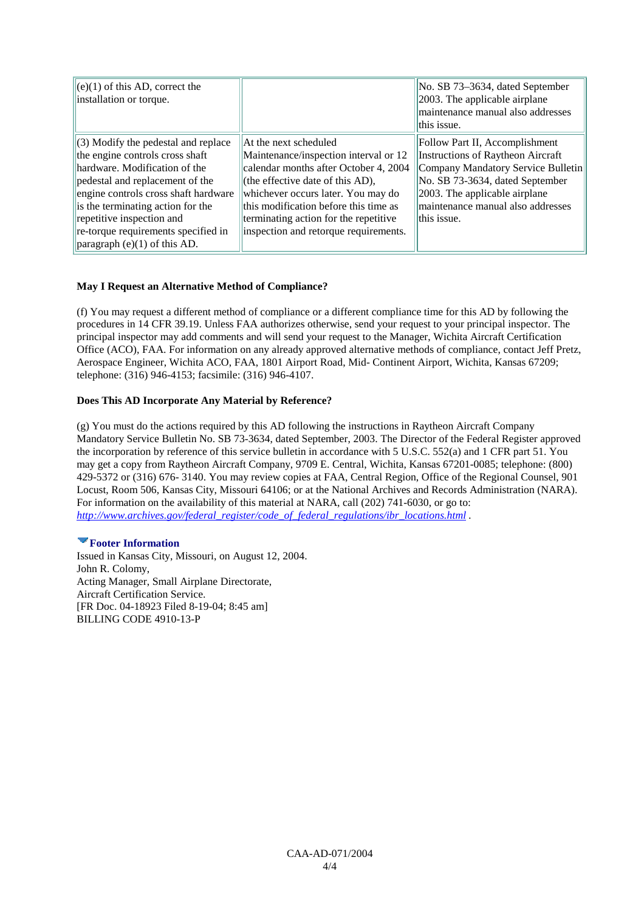| | | |
|---|---|---|
| (e)(1) of this AD, correct the installation or torque. | | No. SB 73–3634, dated September 2003. The applicable airplane maintenance manual also addresses this issue. |
| (3) Modify the pedestal and replace the engine controls cross shaft hardware. Modification of the pedestal and replacement of the engine controls cross shaft hardware is the terminating action for the repetitive inspection and re-torque requirements specified in paragraph (e)(1) of this AD. | At the next scheduled Maintenance/inspection interval or 12 calendar months after October 4, 2004 (the effective date of this AD), whichever occurs later. You may do this modification before this time as terminating action for the repetitive inspection and retorque requirements. | Follow Part II, Accomplishment Instructions of Raytheon Aircraft Company Mandatory Service Bulletin No. SB 73-3634, dated September 2003. The applicable airplane maintenance manual also addresses this issue. |

**May I Request an Alternative Method of Compliance?**

(f) You may request a different method of compliance or a different compliance time for this AD by following the procedures in 14 CFR 39.19. Unless FAA authorizes otherwise, send your request to your principal inspector. The principal inspector may add comments and will send your request to the Manager, Wichita Aircraft Certification Office (ACO), FAA. For information on any already approved alternative methods of compliance, contact Jeff Pretz, Aerospace Engineer, Wichita ACO, FAA, 1801 Airport Road, Mid- Continent Airport, Wichita, Kansas 67209; telephone: (316) 946-4153; facsimile: (316) 946-4107.

**Does This AD Incorporate Any Material by Reference?**

(g) You must do the actions required by this AD following the instructions in Raytheon Aircraft Company Mandatory Service Bulletin No. SB 73-3634, dated September, 2003. The Director of the Federal Register approved the incorporation by reference of this service bulletin in accordance with 5 U.S.C. 552(a) and 1 CFR part 51. You may get a copy from Raytheon Aircraft Company, 9709 E. Central, Wichita, Kansas 67201-0085; telephone: (800) 429-5372 or (316) 676- 3140. You may review copies at FAA, Central Region, Office of the Regional Counsel, 901 Locust, Room 506, Kansas City, Missouri 64106; or at the National Archives and Records Administration (NARA). For information on the availability of this material at NARA, call (202) 741-6030, or go to: *http://www.archives.gov/federal_register/code_of_federal_regulations/ibr_locations.html* .

**Footer Information**

Issued in Kansas City, Missouri, on August 12, 2004.
John R. Colomy,
Acting Manager, Small Airplane Directorate,
Aircraft Certification Service.
[FR Doc. 04-18923 Filed 8-19-04; 8:45 am]
BILLING CODE 4910-13-P